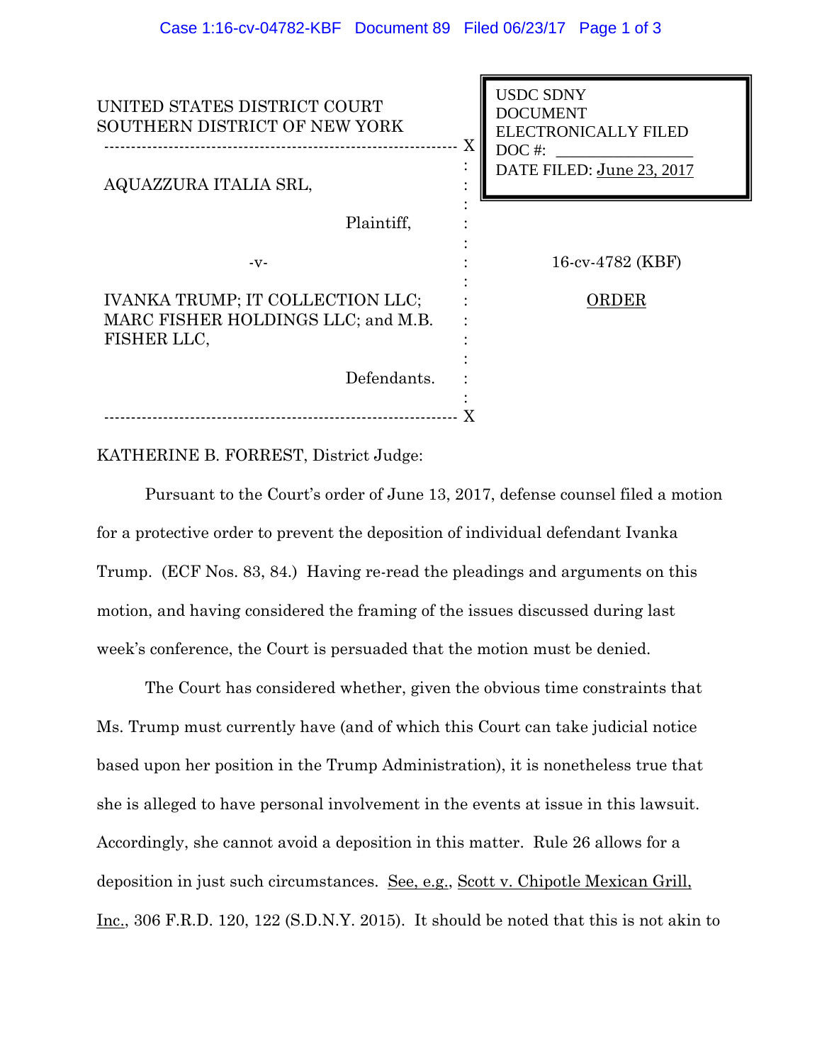UNITED STATES DISTRICT COURT
SOUTHERN DISTRICT OF NEW YORK

USDC SDNY
DOCUMENT
ELECTRONICALLY FILED
DOC #: \_\_\_\_\_\_\_\_\_\_\_\_\_\_\_\_
DATE FILED: June 23, 2017

---

AQUAZZURA ITALIA SRL,

Plaintiff,

-v-

IVANKA TRUMP; IT COLLECTION LLC; MARC FISHER HOLDINGS LLC; and M.B. FISHER LLC,

Defendants.

---

16-cv-4782 (KBF)

ORDER

KATHERINE B. FORREST, District Judge:

Pursuant to the Court's order of June 13, 2017, defense counsel filed a motion for a protective order to prevent the deposition of individual defendant Ivanka Trump. (ECF Nos. 83, 84.) Having re-read the pleadings and arguments on this motion, and having considered the framing of the issues discussed during last week's conference, the Court is persuaded that the motion must be denied.

The Court has considered whether, given the obvious time constraints that Ms. Trump must currently have (and of which this Court can take judicial notice based upon her position in the Trump Administration), it is nonetheless true that she is alleged to have personal involvement in the events at issue in this lawsuit. Accordingly, she cannot avoid a deposition in this matter. Rule 26 allows for a deposition in just such circumstances. See, e.g., Scott v. Chipotle Mexican Grill, Inc., 306 F.R.D. 120, 122 (S.D.N.Y. 2015). It should be noted that this is not akin to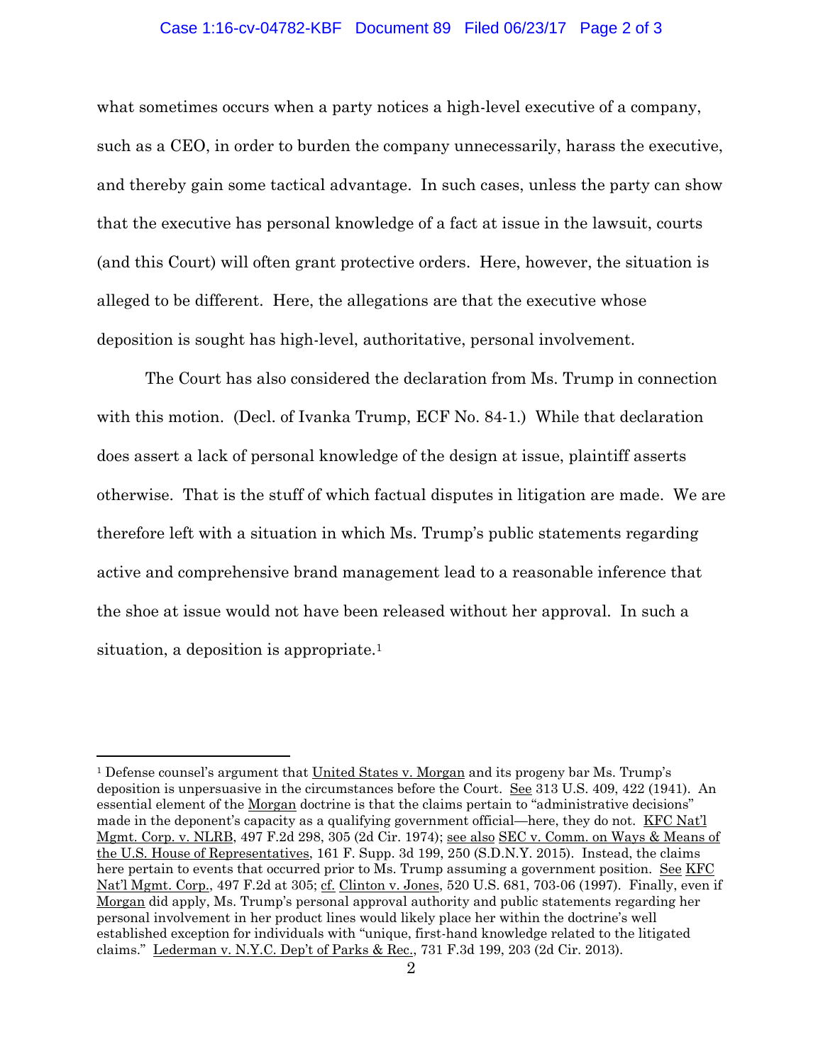what sometimes occurs when a party notices a high-level executive of a company, such as a CEO, in order to burden the company unnecessarily, harass the executive, and thereby gain some tactical advantage. In such cases, unless the party can show that the executive has personal knowledge of a fact at issue in the lawsuit, courts (and this Court) will often grant protective orders. Here, however, the situation is alleged to be different. Here, the allegations are that the executive whose deposition is sought has high-level, authoritative, personal involvement.

The Court has also considered the declaration from Ms. Trump in connection with this motion. (Decl. of Ivanka Trump, ECF No. 84-1.) While that declaration does assert a lack of personal knowledge of the design at issue, plaintiff asserts otherwise. That is the stuff of which factual disputes in litigation are made. We are therefore left with a situation in which Ms. Trump's public statements regarding active and comprehensive brand management lead to a reasonable inference that the shoe at issue would not have been released without her approval. In such a situation, a deposition is appropriate.[1]

---

[1] Defense counsel's argument that United States v. Morgan and its progeny bar Ms. Trump's deposition is unpersuasive in the circumstances before the Court. See 313 U.S. 409, 422 (1941). An essential element of the Morgan doctrine is that the claims pertain to "administrative decisions" made in the deponent's capacity as a qualifying government official—here, they do not. KFC Nat'l Mgmt. Corp. v. NLRB, 497 F.2d 298, 305 (2d Cir. 1974); see also SEC v. Comm. on Ways & Means of the U.S. House of Representatives, 161 F. Supp. 3d 199, 250 (S.D.N.Y. 2015). Instead, the claims here pertain to events that occurred prior to Ms. Trump assuming a government position. See KFC Nat'l Mgmt. Corp., 497 F.2d at 305; cf. Clinton v. Jones, 520 U.S. 681, 703-06 (1997). Finally, even if Morgan did apply, Ms. Trump's personal approval authority and public statements regarding her personal involvement in her product lines would likely place her within the doctrine's well established exception for individuals with "unique, first-hand knowledge related to the litigated claims." Lederman v. N.Y.C. Dep't of Parks & Rec., 731 F.3d 199, 203 (2d Cir. 2013).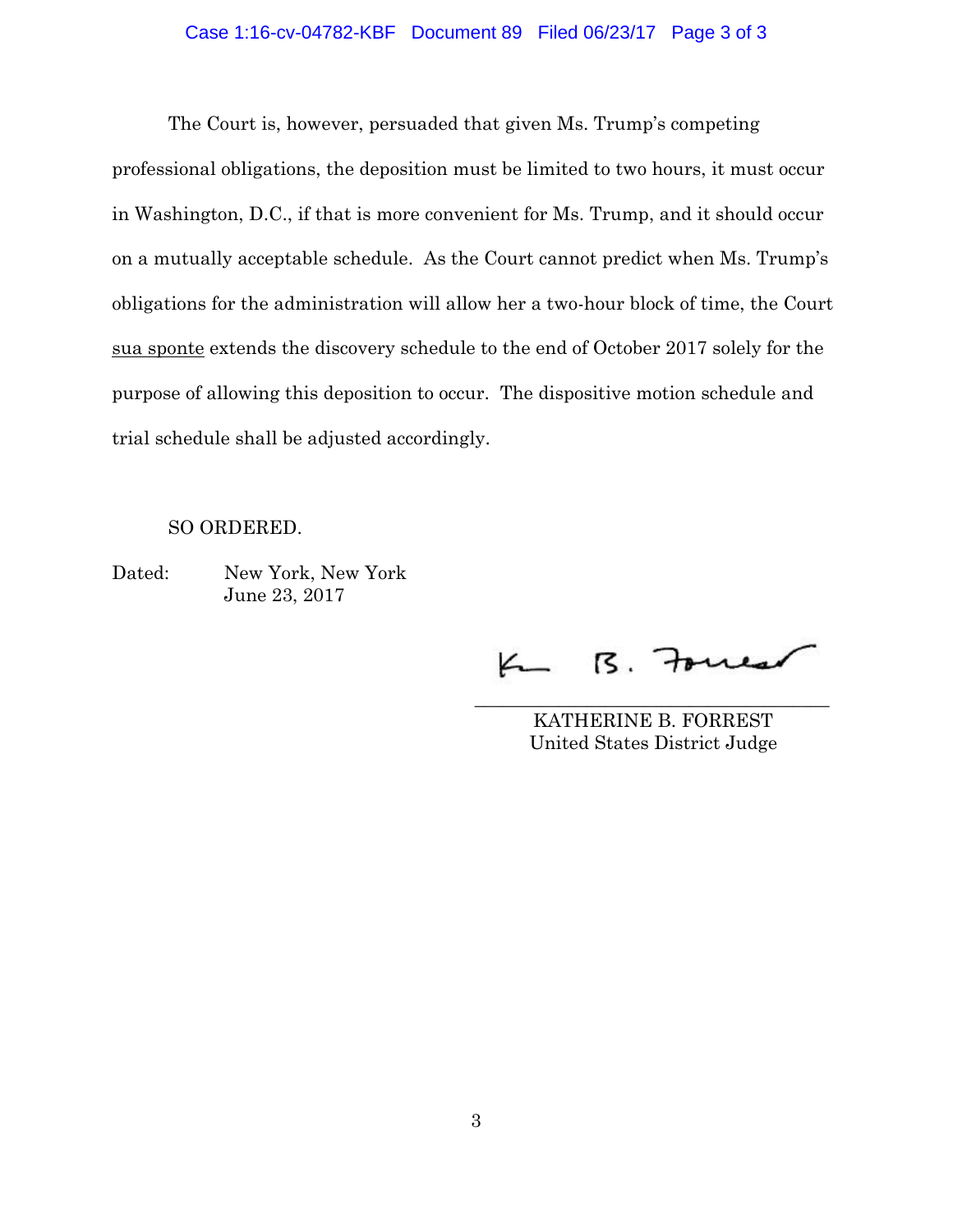The Court is, however, persuaded that given Ms. Trump's competing professional obligations, the deposition must be limited to two hours, it must occur in Washington, D.C., if that is more convenient for Ms. Trump, and it should occur on a mutually acceptable schedule. As the Court cannot predict when Ms. Trump's obligations for the administration will allow her a two-hour block of time, the Court sua sponte extends the discovery schedule to the end of October 2017 solely for the purpose of allowing this deposition to occur. The dispositive motion schedule and trial schedule shall be adjusted accordingly.

SO ORDERED.

Dated: New York, New York
June 23, 2017

KATHERINE B. FORREST
United States District Judge